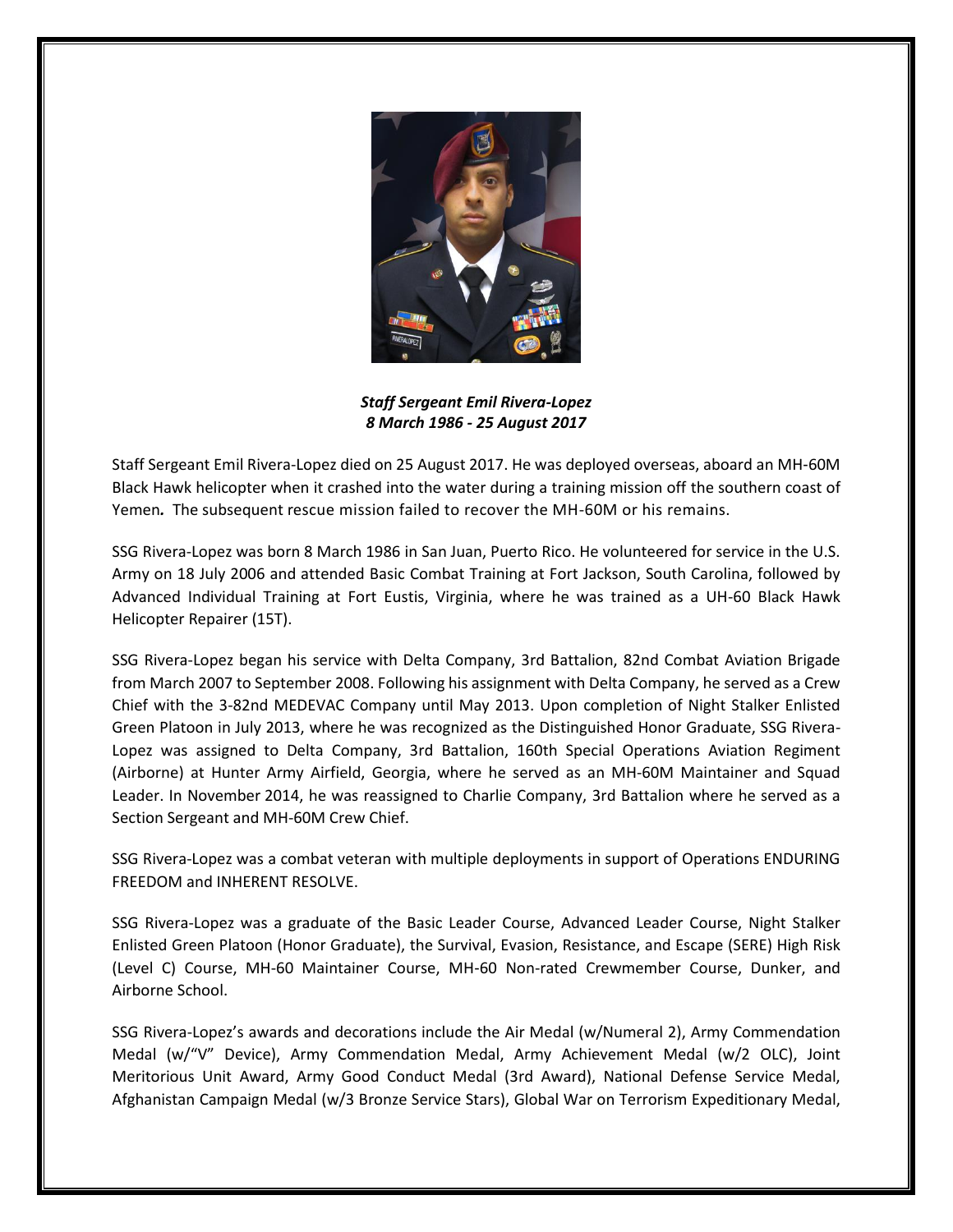***Staff Sergeant Emil Rivera-Lopez***
***8 March 1986 - 25 August 2017***

Staff Sergeant Emil Rivera-Lopez died on 25 August 2017. He was deployed overseas, aboard an MH-60M Black Hawk helicopter when it crashed into the water during a training mission off the southern coast of Yemen. The subsequent rescue mission failed to recover the MH-60M or his remains.

SSG Rivera-Lopez was born 8 March 1986 in San Juan, Puerto Rico. He volunteered for service in the U.S. Army on 18 July 2006 and attended Basic Combat Training at Fort Jackson, South Carolina, followed by Advanced Individual Training at Fort Eustis, Virginia, where he was trained as a UH-60 Black Hawk Helicopter Repairer (15T).

SSG Rivera-Lopez began his service with Delta Company, 3rd Battalion, 82nd Combat Aviation Brigade from March 2007 to September 2008. Following his assignment with Delta Company, he served as a Crew Chief with the 3-82nd MEDEVAC Company until May 2013. Upon completion of Night Stalker Enlisted Green Platoon in July 2013, where he was recognized as the Distinguished Honor Graduate, SSG Rivera-Lopez was assigned to Delta Company, 3rd Battalion, 160th Special Operations Aviation Regiment (Airborne) at Hunter Army Airfield, Georgia, where he served as an MH-60M Maintainer and Squad Leader. In November 2014, he was reassigned to Charlie Company, 3rd Battalion where he served as a Section Sergeant and MH-60M Crew Chief.

SSG Rivera-Lopez was a combat veteran with multiple deployments in support of Operations ENDURING FREEDOM and INHERENT RESOLVE.

SSG Rivera-Lopez was a graduate of the Basic Leader Course, Advanced Leader Course, Night Stalker Enlisted Green Platoon (Honor Graduate), the Survival, Evasion, Resistance, and Escape (SERE) High Risk (Level C) Course, MH-60 Maintainer Course, MH-60 Non-rated Crewmember Course, Dunker, and Airborne School.

SSG Rivera-Lopez's awards and decorations include the Air Medal (w/Numeral 2), Army Commendation Medal (w/"V" Device), Army Commendation Medal, Army Achievement Medal (w/2 OLC), Joint Meritorious Unit Award, Army Good Conduct Medal (3rd Award), National Defense Service Medal, Afghanistan Campaign Medal (w/3 Bronze Service Stars), Global War on Terrorism Expeditionary Medal,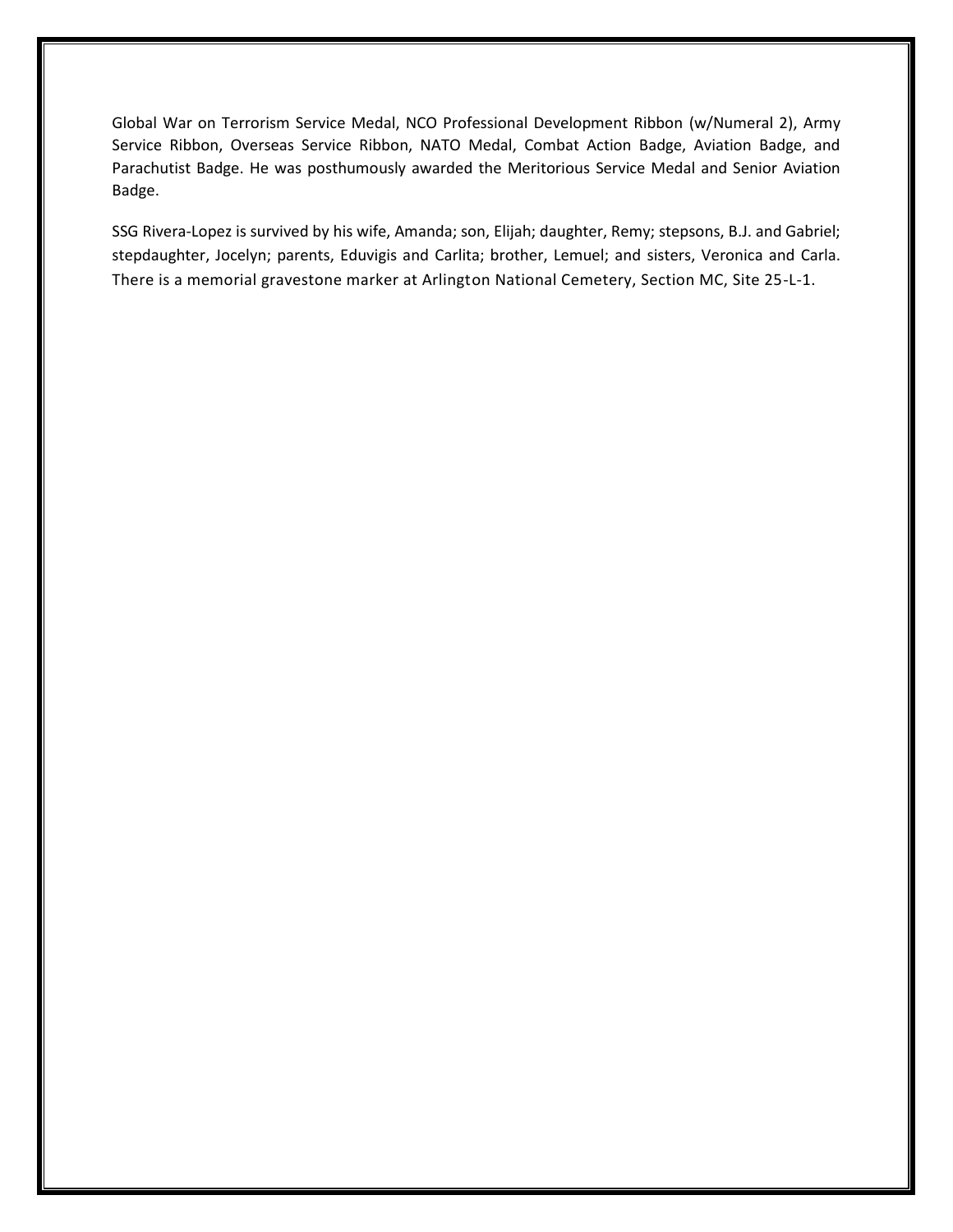Global War on Terrorism Service Medal, NCO Professional Development Ribbon (w/Numeral 2), Army Service Ribbon, Overseas Service Ribbon, NATO Medal, Combat Action Badge, Aviation Badge, and Parachutist Badge. He was posthumously awarded the Meritorious Service Medal and Senior Aviation Badge.

SSG Rivera-Lopez is survived by his wife, Amanda; son, Elijah; daughter, Remy; stepsons, B.J. and Gabriel; stepdaughter, Jocelyn; parents, Eduvigis and Carlita; brother, Lemuel; and sisters, Veronica and Carla. There is a memorial gravestone marker at Arlington National Cemetery, Section MC, Site 25-L-1.